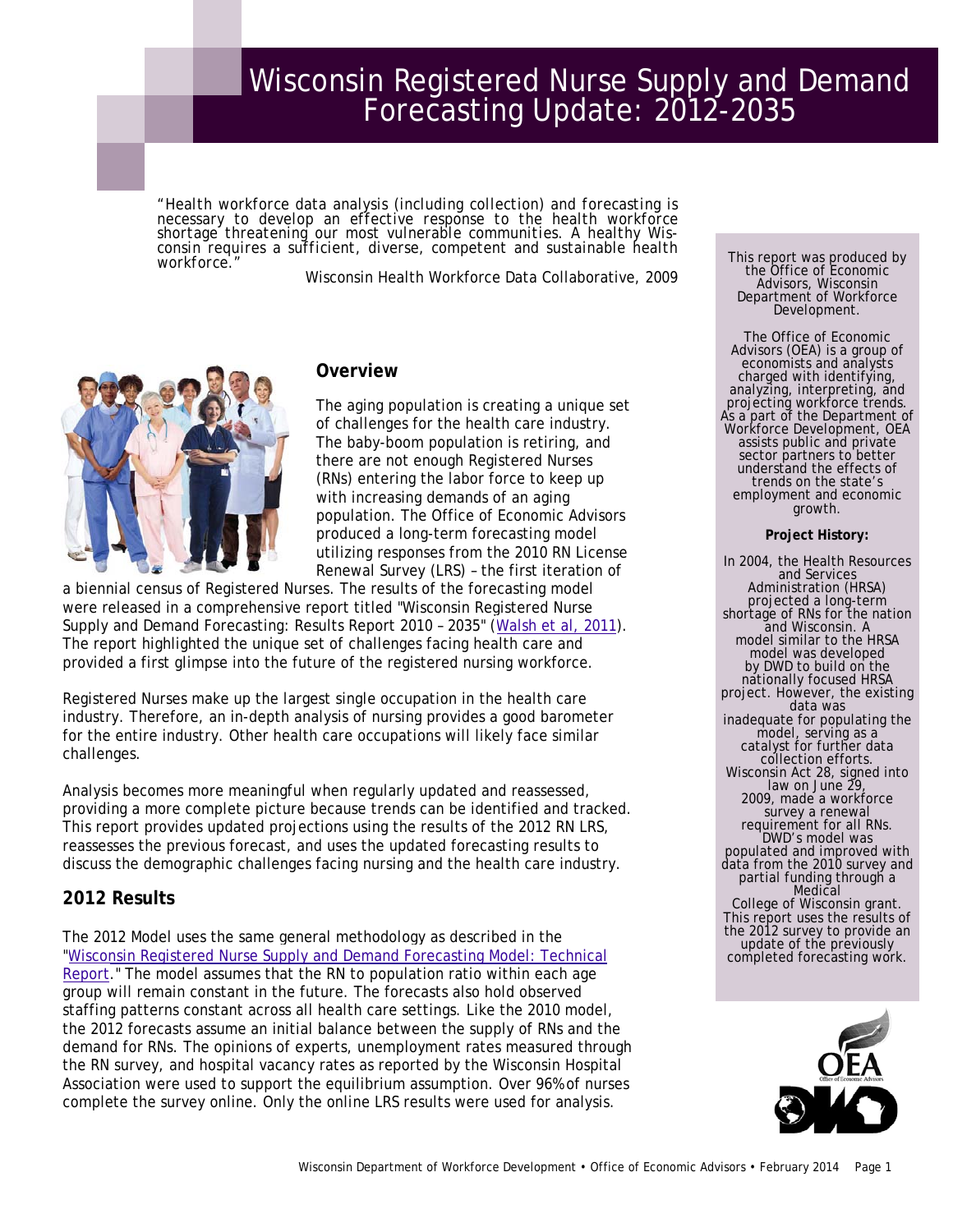# Wisconsin Registered Nurse Supply and Demand Forecasting Update: 2012-2035

"Health workforce data analysis (including collection) and forecasting is necessary to develop an effective response to the health workforce shortage threatening our most vulnerable communities. A healthy Wisconsin requires a sufficient, diverse, competent and sustainable health workforce."

Wisconsin Health Workforce Data Collaborative, 2009

## Overview

The aging population is creating a unique set of challenges for the health care industry. The baby-boom population is retiring, and there are not enough Registered Nurses (RNs) entering the labor force to keep up with increasing demands of an aging population. The Office of Economic Advisors produced a long-term forecasting model utilizing responses from the 2010 RN License Renewal Survey (LRS) – the first iteration of a biennial census of Registered Nurses. The results of the forecasting model were released in a comprehensive report titled "Wisconsin Registered Nurse Supply and Demand Forecasting: Results Report 2010 – 2035" (Walsh et al, 2011). The report highlighted the unique set of challenges facing health care and provided a first glimpse into the future of the registered nursing workforce.

Registered Nurses make up the largest single occupation in the health care industry. Therefore, an in-depth analysis of nursing provides a good barometer for the entire industry. Other health care occupations will likely face similar challenges.

Analysis becomes more meaningful when regularly updated and reassessed, providing a more complete picture because trends can be identified and tracked. This report provides updated projections using the results of the 2012 RN LRS, reassesses the previous forecast, and uses the updated forecasting results to discuss the demographic challenges facing nursing and the health care industry.

## 2012 Results

The 2012 Model uses the same general methodology as described in the "Wisconsin Registered Nurse Supply and Demand Forecasting Model: Technical Report." The model assumes that the RN to population ratio within each age group will remain constant in the future. The forecasts also hold observed staffing patterns constant across all health care settings. Like the 2010 model, the 2012 forecasts assume an initial balance between the supply of RNs and the demand for RNs. The opinions of experts, unemployment rates measured through the RN survey, and hospital vacancy rates as reported by the Wisconsin Hospital Association were used to support the equilibrium assumption. Over 96% of nurses complete the survey online. Only the online LRS results were used for analysis.

This report was produced by the Office of Economic Advisors, Wisconsin Department of Workforce Development.

The Office of Economic Advisors (OEA) is a group of economists and analysts charged with identifying, analyzing, interpreting, and projecting workforce trends. As a part of the Department of Workforce Development, OEA assists public and private sector partners to better understand the effects of trends on the state's employment and economic growth.

**Project History:**

In 2004, the Health Resources and Services Administration (HRSA) projected a long-term shortage of RNs for the nation and Wisconsin. A model similar to the HRSA model was developed by DWD to build on the nationally focused HRSA project. However, the existing data was inadequate for populating the model, serving as a catalyst for further data collection efforts. Wisconsin Act 28, signed into law on June 29, 2009, made a workforce survey a renewal requirement for all RNs. DWD's model was populated and improved with data from the 2010 survey and partial funding through a Medical College of Wisconsin grant. This report uses the results of the 2012 survey to provide an update of the previously completed forecasting work.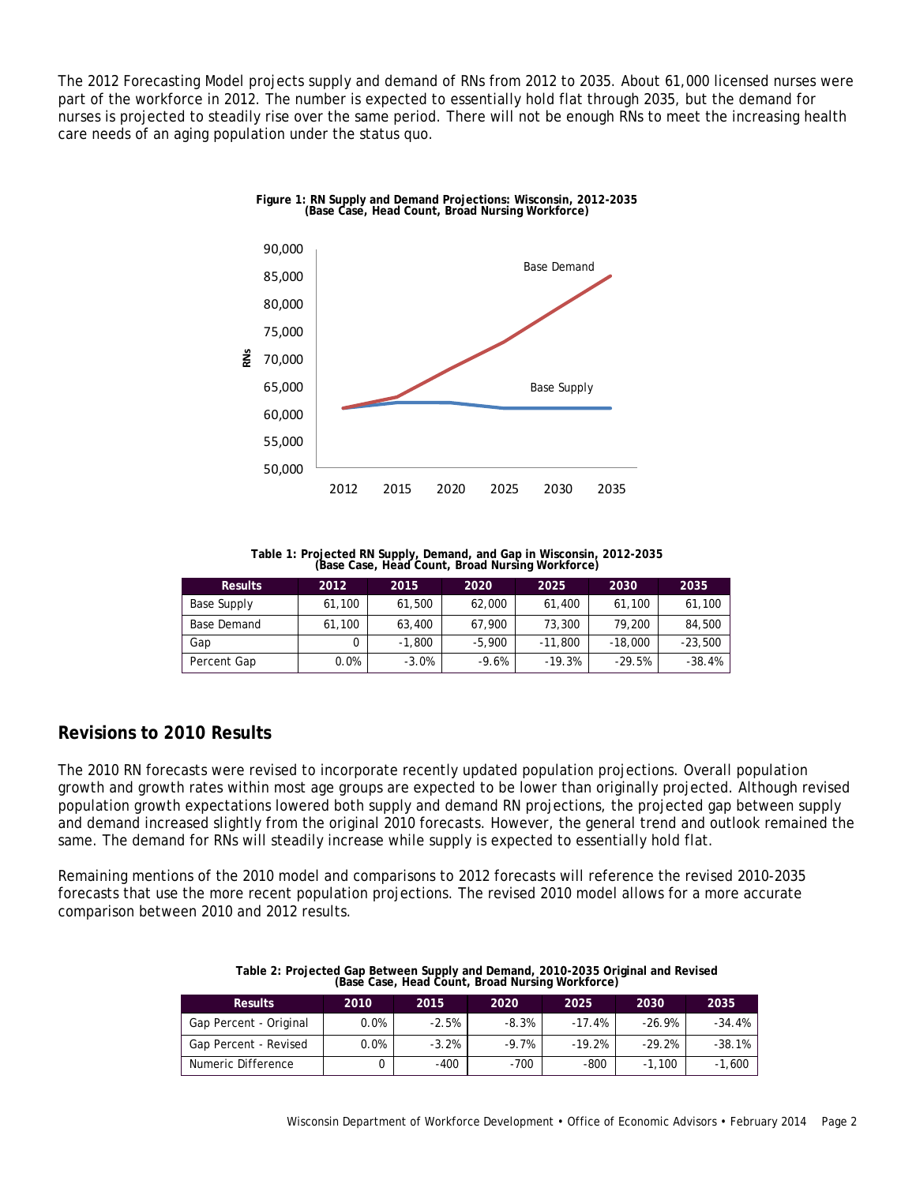The 2012 Forecasting Model projects supply and demand of RNs from 2012 to 2035. About 61,000 licensed nurses were part of the workforce in 2012. The number is expected to essentially hold flat through 2035, but the demand for nurses is projected to steadily rise over the same period. There will not be enough RNs to meet the increasing health care needs of an aging population under the status quo.

**Figure 1: RN Supply and Demand Projections: Wisconsin, 2012-2035**
**(Base Case, Head Count, Broad Nursing Workforce)**

**Table 1: Projected RN Supply, Demand, and Gap in Wisconsin, 2012-2035**
**(Base Case, Head Count, Broad Nursing Workforce)**

| Results | 2012 | 2015 | 2020 | 2025 | 2030 | 2035 |
|---|---|---|---|---|---|---|
| Base Supply | 61,100 | 61,500 | 62,000 | 61,400 | 61,100 | 61,100 |
| Base Demand | 61,100 | 63,400 | 67,900 | 73,300 | 79,200 | 84,500 |
| Gap | 0 | -1,800 | -5,900 | -11,800 | -18,000 | -23,500 |
| Percent Gap | 0.0% | -3.0% | -9.6% | -19.3% | -29.5% | -38.4% |

## Revisions to 2010 Results

The 2010 RN forecasts were revised to incorporate recently updated population projections. Overall population growth and growth rates within most age groups are expected to be lower than originally projected. Although revised population growth expectations lowered both supply and demand RN projections, the projected gap between supply and demand increased slightly from the original 2010 forecasts. However, the general trend and outlook remained the same. The demand for RNs will steadily increase while supply is expected to essentially hold flat.

Remaining mentions of the 2010 model and comparisons to 2012 forecasts will reference the revised 2010-2035 forecasts that use the more recent population projections. The revised 2010 model allows for a more accurate comparison between 2010 and 2012 results.

**Table 2: Projected Gap Between Supply and Demand, 2010-2035 Original and Revised**
**(Base Case, Head Count, Broad Nursing Workforce)**

| Results | 2010 | 2015 | 2020 | 2025 | 2030 | 2035 |
|---|---|---|---|---|---|---|
| Gap Percent - Original | 0.0% | -2.5% | -8.3% | -17.4% | -26.9% | -34.4% |
| Gap Percent - Revised | 0.0% | -3.2% | -9.7% | -19.2% | -29.2% | -38.1% |
| Numeric Difference | 0 | -400 | -700 | -800 | -1,100 | -1,600 |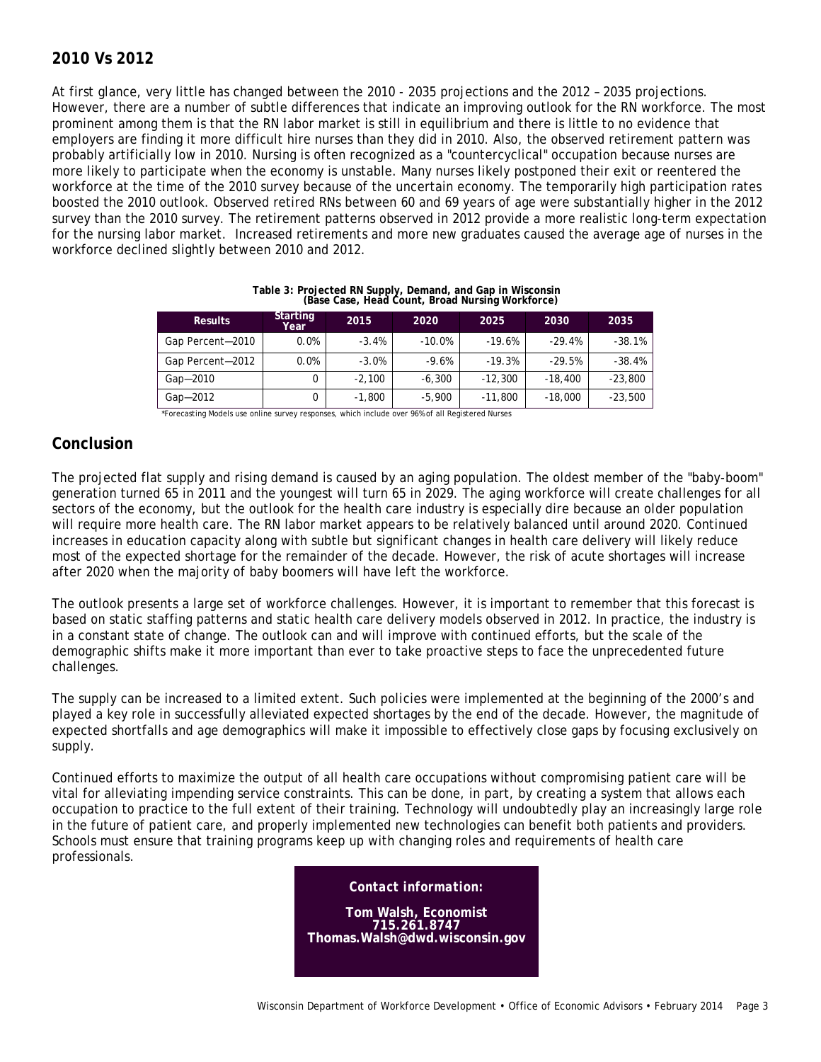## 2010 Vs 2012

At first glance, very little has changed between the 2010 - 2035 projections and the 2012 – 2035 projections. However, there are a number of subtle differences that indicate an improving outlook for the RN workforce. The most prominent among them is that the RN labor market is still in equilibrium and there is little to no evidence that employers are finding it more difficult hire nurses than they did in 2010. Also, the observed retirement pattern was probably artificially low in 2010. Nursing is often recognized as a "countercyclical" occupation because nurses are more likely to participate when the economy is unstable. Many nurses likely postponed their exit or reentered the workforce at the time of the 2010 survey because of the uncertain economy. The temporarily high participation rates boosted the 2010 outlook. Observed retired RNs between 60 and 69 years of age were substantially higher in the 2012 survey than the 2010 survey. The retirement patterns observed in 2012 provide a more realistic long-term expectation for the nursing labor market. Increased retirements and more new graduates caused the average age of nurses in the workforce declined slightly between 2010 and 2012.

**Table 3: Projected RN Supply, Demand, and Gap in Wisconsin (Base Case, Head Count, Broad Nursing Workforce)**

| Results | Starting Year | 2015 | 2020 | 2025 | 2030 | 2035 |
|---|---|---|---|---|---|---|
| Gap Percent—2010 | 0.0% | -3.4% | -10.0% | -19.6% | -29.4% | -38.1% |
| Gap Percent—2012 | 0.0% | -3.0% | -9.6% | -19.3% | -29.5% | -38.4% |
| Gap—2010 | 0 | -2,100 | -6,300 | -12,300 | -18,400 | -23,800 |
| Gap—2012 | 0 | -1,800 | -5,900 | -11,800 | -18,000 | -23,500 |

*Forecasting Models use online survey responses, which include over 96% of all Registered Nurses

## Conclusion

The projected flat supply and rising demand is caused by an aging population. The oldest member of the "baby-boom" generation turned 65 in 2011 and the youngest will turn 65 in 2029. The aging workforce will create challenges for all sectors of the economy, but the outlook for the health care industry is especially dire because an older population will require more health care. The RN labor market appears to be relatively balanced until around 2020. Continued increases in education capacity along with subtle but significant changes in health care delivery will likely reduce most of the expected shortage for the remainder of the decade. However, the risk of acute shortages will increase after 2020 when the majority of baby boomers will have left the workforce.

The outlook presents a large set of workforce challenges. However, it is important to remember that this forecast is based on static staffing patterns and static health care delivery models observed in 2012. In practice, the industry is in a constant state of change. The outlook can and will improve with continued efforts, but the scale of the demographic shifts make it more important than ever to take proactive steps to face the unprecedented future challenges.

The supply can be increased to a limited extent. Such policies were implemented at the beginning of the 2000's and played a key role in successfully alleviated expected shortages by the end of the decade. However, the magnitude of expected shortfalls and age demographics will make it impossible to effectively close gaps by focusing exclusively on supply.

Continued efforts to maximize the output of all health care occupations without compromising patient care will be vital for alleviating impending service constraints. This can be done, in part, by creating a system that allows each occupation to practice to the full extent of their training. Technology will undoubtedly play an increasingly large role in the future of patient care, and properly implemented new technologies can benefit both patients and providers. Schools must ensure that training programs keep up with changing roles and requirements of health care professionals.

***Contact information:***

**Tom Walsh, Economist**
**715.261.8747**
**Thomas.Walsh@dwd.wisconsin.gov**